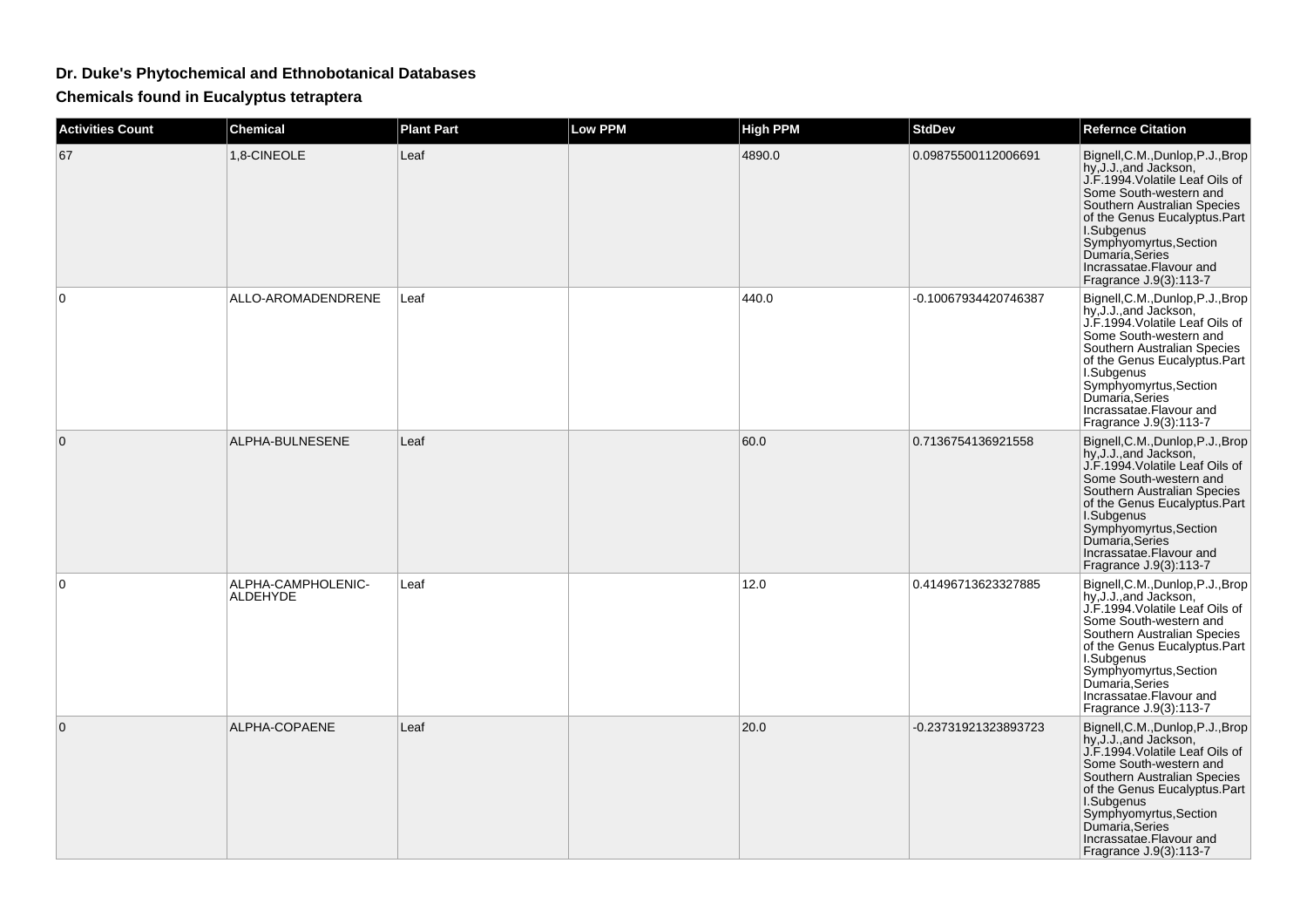# Dr. Duke's Phytochemical and Ethnobotanical Databases

## Chemicals found in Eucalyptus tetraptera

| Activities Count | Chemical | Plant Part | Low PPM | High PPM | StdDev | Refernce Citation |
|---|---|---|---|---|---|---|
| 67 | 1,8-CINEOLE | Leaf | | 4890.0 | 0.09875500112006691 | Bignell,C.M.,Dunlop,P.J.,Brophy,J.J.,and Jackson, J.F.1994.Volatile Leaf Oils of Some South-western and Southern Australian Species of the Genus Eucalyptus.Part I.Subgenus Symphyomyrtus,Section Dumaria,Series Incrassatae.Flavour and Fragrance J.9(3):113-7 |
| 0 | ALLO-AROMADENDRENE | Leaf | | 440.0 | -0.10067934420746387 | Bignell,C.M.,Dunlop,P.J.,Brophy,J.J.,and Jackson, J.F.1994.Volatile Leaf Oils of Some South-western and Southern Australian Species of the Genus Eucalyptus.Part I.Subgenus Symphyomyrtus,Section Dumaria,Series Incrassatae.Flavour and Fragrance J.9(3):113-7 |
| 0 | ALPHA-BULNESENE | Leaf | | 60.0 | 0.7136754136921558 | Bignell,C.M.,Dunlop,P.J.,Brophy,J.J.,and Jackson, J.F.1994.Volatile Leaf Oils of Some South-western and Southern Australian Species of the Genus Eucalyptus.Part I.Subgenus Symphyomyrtus,Section Dumaria,Series Incrassatae.Flavour and Fragrance J.9(3):113-7 |
| 0 | ALPHA-CAMPHOLENIC-ALDEHYDE | Leaf | | 12.0 | 0.41496713623327885 | Bignell,C.M.,Dunlop,P.J.,Brophy,J.J.,and Jackson, J.F.1994.Volatile Leaf Oils of Some South-western and Southern Australian Species of the Genus Eucalyptus.Part I.Subgenus Symphyomyrtus,Section Dumaria,Series Incrassatae.Flavour and Fragrance J.9(3):113-7 |
| 0 | ALPHA-COPAENE | Leaf | | 20.0 | -0.23731921323893723 | Bignell,C.M.,Dunlop,P.J.,Brophy,J.J.,and Jackson, J.F.1994.Volatile Leaf Oils of Some South-western and Southern Australian Species of the Genus Eucalyptus.Part I.Subgenus Symphyomyrtus,Section Dumaria,Series Incrassatae.Flavour and Fragrance J.9(3):113-7 |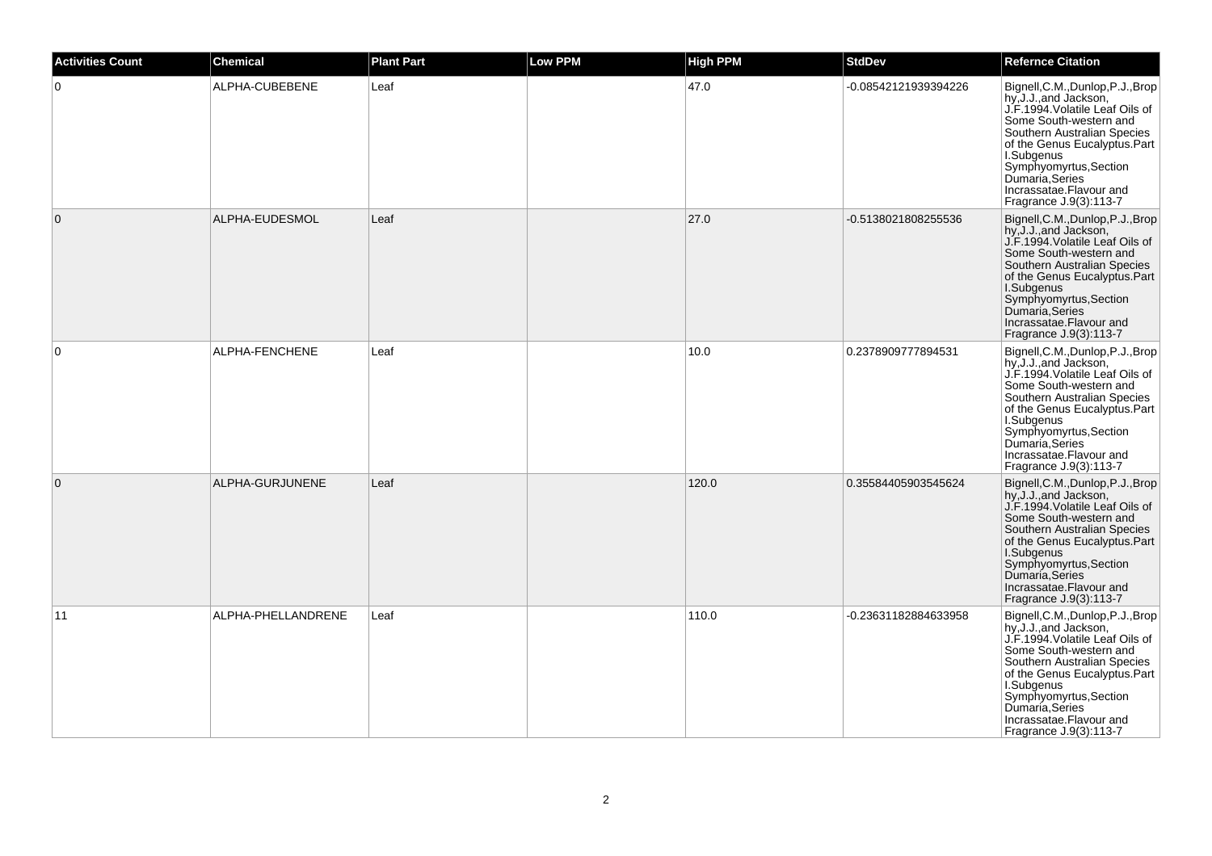| Activities Count | Chemical | Plant Part | Low PPM | High PPM | StdDev | Refernce Citation |
|---|---|---|---|---|---|---|
| 0 | ALPHA-CUBEBENE | Leaf | | 47.0 | -0.08542121939394226 | Bignell,C.M.,Dunlop,P.J.,Brophy,J.J.,and Jackson, J.F.1994.Volatile Leaf Oils of Some South-western and Southern Australian Species of the Genus Eucalyptus.Part I.Subgenus Symphyomyrtus,Section Dumaria,Series Incrassatae.Flavour and Fragrance J.9(3):113-7 |
| 0 | ALPHA-EUDESMOL | Leaf | | 27.0 | -0.5138021808255536 | Bignell,C.M.,Dunlop,P.J.,Brophy,J.J.,and Jackson, J.F.1994.Volatile Leaf Oils of Some South-western and Southern Australian Species of the Genus Eucalyptus.Part I.Subgenus Symphyomyrtus,Section Dumaria,Series Incrassatae.Flavour and Fragrance J.9(3):113-7 |
| 0 | ALPHA-FENCHENE | Leaf | | 10.0 | 0.2378909777894531 | Bignell,C.M.,Dunlop,P.J.,Brophy,J.J.,and Jackson, J.F.1994.Volatile Leaf Oils of Some South-western and Southern Australian Species of the Genus Eucalyptus.Part I.Subgenus Symphyomyrtus,Section Dumaria,Series Incrassatae.Flavour and Fragrance J.9(3):113-7 |
| 0 | ALPHA-GURJUNENE | Leaf | | 120.0 | 0.35584405903545624 | Bignell,C.M.,Dunlop,P.J.,Brophy,J.J.,and Jackson, J.F.1994.Volatile Leaf Oils of Some South-western and Southern Australian Species of the Genus Eucalyptus.Part I.Subgenus Symphyomyrtus,Section Dumaria,Series Incrassatae.Flavour and Fragrance J.9(3):113-7 |
| 11 | ALPHA-PHELLANDRENE | Leaf | | 110.0 | -0.23631182884633958 | Bignell,C.M.,Dunlop,P.J.,Brophy,J.J.,and Jackson, J.F.1994.Volatile Leaf Oils of Some South-western and Southern Australian Species of the Genus Eucalyptus.Part I.Subgenus Symphyomyrtus,Section Dumaria,Series Incrassatae.Flavour and Fragrance J.9(3):113-7 |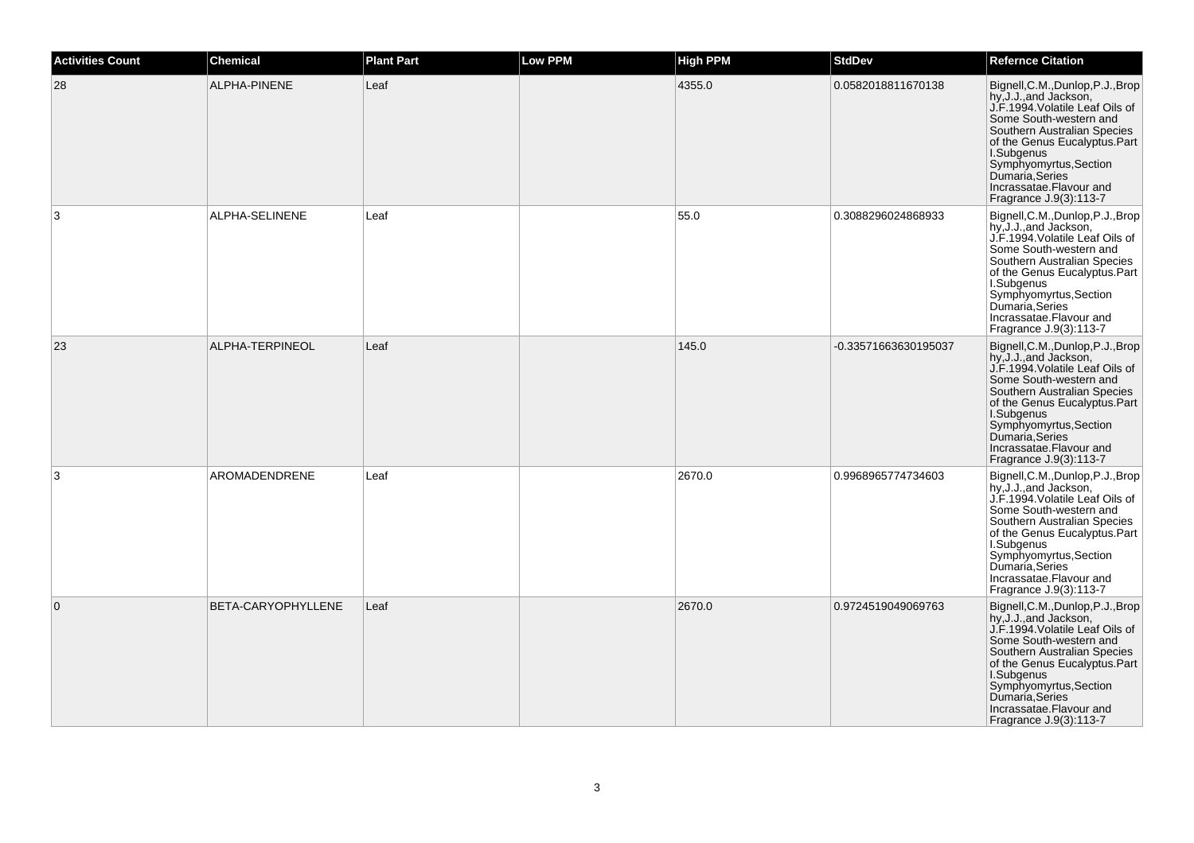| Activities Count | Chemical | Plant Part | Low PPM | High PPM | StdDev | Refernce Citation |
| --- | --- | --- | --- | --- | --- | --- |
| 28 | ALPHA-PINENE | Leaf | | 4355.0 | 0.0582018811670138 | Bignell,C.M.,Dunlop,P.J.,Brophy,J.J.,and Jackson, J.F.1994.Volatile Leaf Oils of Some South-western and Southern Australian Species of the Genus Eucalyptus.Part I.Subgenus Symphyomyrtus,Section Dumaria,Series Incrassatae.Flavour and Fragrance J.9(3):113-7 |
| 3 | ALPHA-SELINENE | Leaf | | 55.0 | 0.3088296024868933 | Bignell,C.M.,Dunlop,P.J.,Brophy,J.J.,and Jackson, J.F.1994.Volatile Leaf Oils of Some South-western and Southern Australian Species of the Genus Eucalyptus.Part I.Subgenus Symphyomyrtus,Section Dumaria,Series Incrassatae.Flavour and Fragrance J.9(3):113-7 |
| 23 | ALPHA-TERPINEOL | Leaf | | 145.0 | -0.33571663630195037 | Bignell,C.M.,Dunlop,P.J.,Brophy,J.J.,and Jackson, J.F.1994.Volatile Leaf Oils of Some South-western and Southern Australian Species of the Genus Eucalyptus.Part I.Subgenus Symphyomyrtus,Section Dumaria,Series Incrassatae.Flavour and Fragrance J.9(3):113-7 |
| 3 | AROMADENDRENE | Leaf | | 2670.0 | 0.9968965774734603 | Bignell,C.M.,Dunlop,P.J.,Brophy,J.J.,and Jackson, J.F.1994.Volatile Leaf Oils of Some South-western and Southern Australian Species of the Genus Eucalyptus.Part I.Subgenus Symphyomyrtus,Section Dumaria,Series Incrassatae.Flavour and Fragrance J.9(3):113-7 |
| 0 | BETA-CARYOPHYLLENE | Leaf | | 2670.0 | 0.9724519049069763 | Bignell,C.M.,Dunlop,P.J.,Brophy,J.J.,and Jackson, J.F.1994.Volatile Leaf Oils of Some South-western and Southern Australian Species of the Genus Eucalyptus.Part I.Subgenus Symphyomyrtus,Section Dumaria,Series Incrassatae.Flavour and Fragrance J.9(3):113-7 |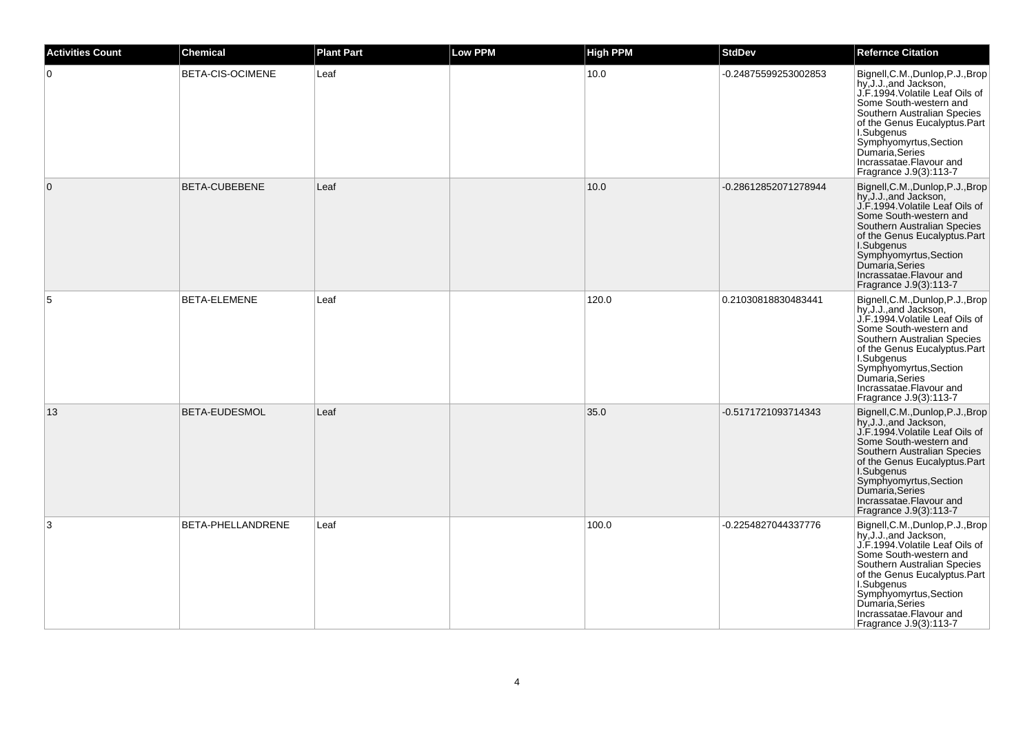| Activities Count | Chemical | Plant Part | Low PPM | High PPM | StdDev | Refernce Citation |
| --- | --- | --- | --- | --- | --- | --- |
| 0 | BETA-CIS-OCIMENE | Leaf | | 10.0 | -0.24875599253002853 | Bignell,C.M.,Dunlop,P.J.,Brophy,J.J.,and Jackson, J.F.1994.Volatile Leaf Oils of Some South-western and Southern Australian Species of the Genus Eucalyptus.Part I.Subgenus Symphyomyrtus,Section Dumaria,Series Incrassatae.Flavour and Fragrance J.9(3):113-7 |
| 0 | BETA-CUBEBENE | Leaf | | 10.0 | -0.28612852071278944 | Bignell,C.M.,Dunlop,P.J.,Brophy,J.J.,and Jackson, J.F.1994.Volatile Leaf Oils of Some South-western and Southern Australian Species of the Genus Eucalyptus.Part I.Subgenus Symphyomyrtus,Section Dumaria,Series Incrassatae.Flavour and Fragrance J.9(3):113-7 |
| 5 | BETA-ELEMENE | Leaf | | 120.0 | 0.21030818830483441 | Bignell,C.M.,Dunlop,P.J.,Brophy,J.J.,and Jackson, J.F.1994.Volatile Leaf Oils of Some South-western and Southern Australian Species of the Genus Eucalyptus.Part I.Subgenus Symphyomyrtus,Section Dumaria,Series Incrassatae.Flavour and Fragrance J.9(3):113-7 |
| 13 | BETA-EUDESMOL | Leaf | | 35.0 | -0.5171721093714343 | Bignell,C.M.,Dunlop,P.J.,Brophy,J.J.,and Jackson, J.F.1994.Volatile Leaf Oils of Some South-western and Southern Australian Species of the Genus Eucalyptus.Part I.Subgenus Symphyomyrtus,Section Dumaria,Series Incrassatae.Flavour and Fragrance J.9(3):113-7 |
| 3 | BETA-PHELLANDRENE | Leaf | | 100.0 | -0.2254827044337776 | Bignell,C.M.,Dunlop,P.J.,Brophy,J.J.,and Jackson, J.F.1994.Volatile Leaf Oils of Some South-western and Southern Australian Species of the Genus Eucalyptus.Part I.Subgenus Symphyomyrtus,Section Dumaria,Series Incrassatae.Flavour and Fragrance J.9(3):113-7 |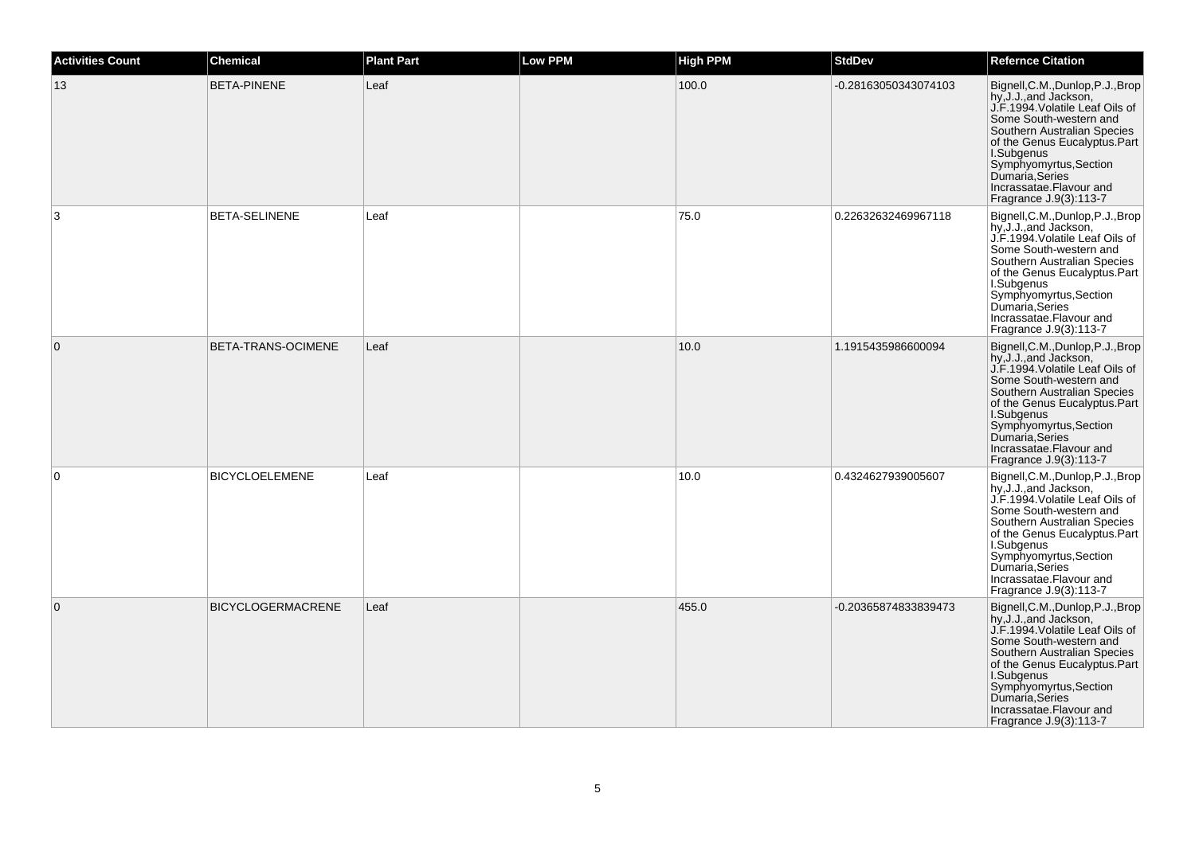| Activities Count | Chemical | Plant Part | Low PPM | High PPM | StdDev | Refernce Citation |
| --- | --- | --- | --- | --- | --- | --- |
| 13 | BETA-PINENE | Leaf | | 100.0 | -0.28163050343074103 | Bignell,C.M.,Dunlop,P.J.,Brophy,J.J.,and Jackson, J.F.1994.Volatile Leaf Oils of Some South-western and Southern Australian Species of the Genus Eucalyptus.Part I.Subgenus Symphyomyrtus,Section Dumaria,Series Incrassatae.Flavour and Fragrance J.9(3):113-7 |
| 3 | BETA-SELINENE | Leaf | | 75.0 | 0.22632632469967118 | Bignell,C.M.,Dunlop,P.J.,Brophy,J.J.,and Jackson, J.F.1994.Volatile Leaf Oils of Some South-western and Southern Australian Species of the Genus Eucalyptus.Part I.Subgenus Symphyomyrtus,Section Dumaria,Series Incrassatae.Flavour and Fragrance J.9(3):113-7 |
| 0 | BETA-TRANS-OCIMENE | Leaf | | 10.0 | 1.1915435986600094 | Bignell,C.M.,Dunlop,P.J.,Brophy,J.J.,and Jackson, J.F.1994.Volatile Leaf Oils of Some South-western and Southern Australian Species of the Genus Eucalyptus.Part I.Subgenus Symphyomyrtus,Section Dumaria,Series Incrassatae.Flavour and Fragrance J.9(3):113-7 |
| 0 | BICYCLOELEMENE | Leaf | | 10.0 | 0.4324627939005607 | Bignell,C.M.,Dunlop,P.J.,Brophy,J.J.,and Jackson, J.F.1994.Volatile Leaf Oils of Some South-western and Southern Australian Species of the Genus Eucalyptus.Part I.Subgenus Symphyomyrtus,Section Dumaria,Series Incrassatae.Flavour and Fragrance J.9(3):113-7 |
| 0 | BICYCLOGERMACRENE | Leaf | | 455.0 | -0.20365874833839473 | Bignell,C.M.,Dunlop,P.J.,Brophy,J.J.,and Jackson, J.F.1994.Volatile Leaf Oils of Some South-western and Southern Australian Species of the Genus Eucalyptus.Part I.Subgenus Symphyomyrtus,Section Dumaria,Series Incrassatae.Flavour and Fragrance J.9(3):113-7 |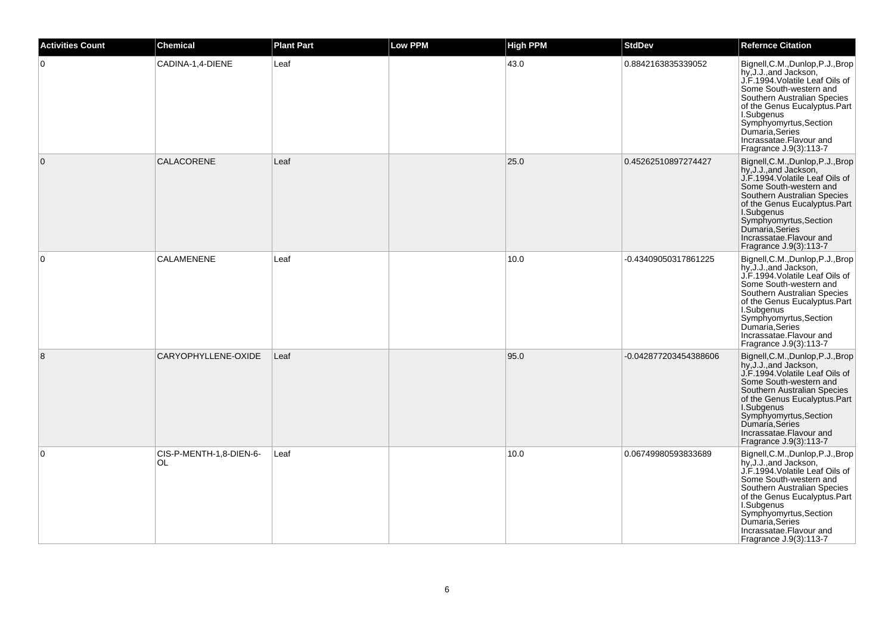| Activities Count | Chemical | Plant Part | Low PPM | High PPM | StdDev | Refernce Citation |
| --- | --- | --- | --- | --- | --- | --- |
| 0 | CADINA-1,4-DIENE | Leaf | | 43.0 | 0.8842163835339052 | Bignell,C.M.,Dunlop,P.J.,Brophy,J.J.,and Jackson, J.F.1994.Volatile Leaf Oils of Some South-western and Southern Australian Species of the Genus Eucalyptus.Part I.Subgenus Symphyomyrtus,Section Dumaria,Series Incrassatae.Flavour and Fragrance J.9(3):113-7 |
| 0 | CALACORENE | Leaf | | 25.0 | 0.45262510897274427 | Bignell,C.M.,Dunlop,P.J.,Brophy,J.J.,and Jackson, J.F.1994.Volatile Leaf Oils of Some South-western and Southern Australian Species of the Genus Eucalyptus.Part I.Subgenus Symphyomyrtus,Section Dumaria,Series Incrassatae.Flavour and Fragrance J.9(3):113-7 |
| 0 | CALAMENENE | Leaf | | 10.0 | -0.43409050317861225 | Bignell,C.M.,Dunlop,P.J.,Brophy,J.J.,and Jackson, J.F.1994.Volatile Leaf Oils of Some South-western and Southern Australian Species of the Genus Eucalyptus.Part I.Subgenus Symphyomyrtus,Section Dumaria,Series Incrassatae.Flavour and Fragrance J.9(3):113-7 |
| 8 | CARYOPHYLLENE-OXIDE | Leaf | | 95.0 | -0.042877203454388606 | Bignell,C.M.,Dunlop,P.J.,Brophy,J.J.,and Jackson, J.F.1994.Volatile Leaf Oils of Some South-western and Southern Australian Species of the Genus Eucalyptus.Part I.Subgenus Symphyomyrtus,Section Dumaria,Series Incrassatae.Flavour and Fragrance J.9(3):113-7 |
| 0 | CIS-P-MENTH-1,8-DIEN-6-OL | Leaf | | 10.0 | 0.06749980593833689 | Bignell,C.M.,Dunlop,P.J.,Brophy,J.J.,and Jackson, J.F.1994.Volatile Leaf Oils of Some South-western and Southern Australian Species of the Genus Eucalyptus.Part I.Subgenus Symphyomyrtus,Section Dumaria,Series Incrassatae.Flavour and Fragrance J.9(3):113-7 |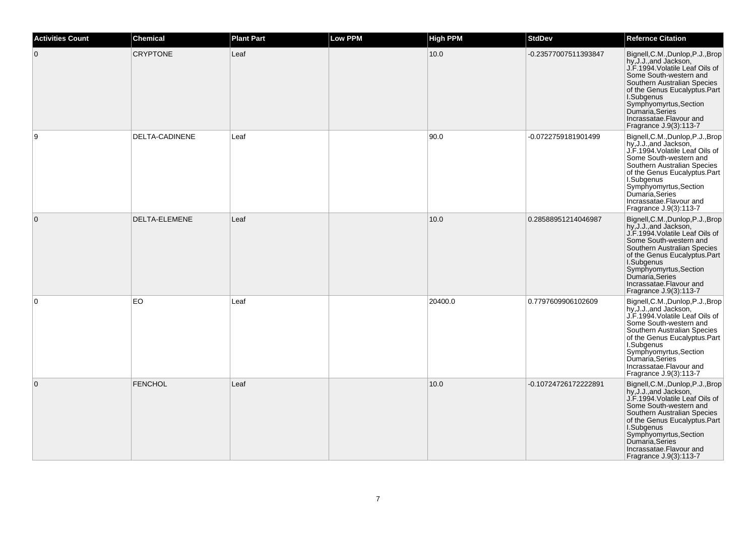| Activities Count | Chemical | Plant Part | Low PPM | High PPM | StdDev | Refernce Citation |
|---|---|---|---|---|---|---|
| 0 | CRYPTONE | Leaf | | 10.0 | -0.23577007511393847 | Bignell,C.M.,Dunlop,P.J.,Brophy,J.J.,and Jackson, J.F.1994.Volatile Leaf Oils of Some South-western and Southern Australian Species of the Genus Eucalyptus.Part I.Subgenus Symphyomyrtus,Section Dumaria,Series Incrassatae.Flavour and Fragrance J.9(3):113-7 |
| 9 | DELTA-CADINENE | Leaf | | 90.0 | -0.0722759181901499 | Bignell,C.M.,Dunlop,P.J.,Brophy,J.J.,and Jackson, J.F.1994.Volatile Leaf Oils of Some South-western and Southern Australian Species of the Genus Eucalyptus.Part I.Subgenus Symphyomyrtus,Section Dumaria,Series Incrassatae.Flavour and Fragrance J.9(3):113-7 |
| 0 | DELTA-ELEMENE | Leaf | | 10.0 | 0.28588951214046987 | Bignell,C.M.,Dunlop,P.J.,Brophy,J.J.,and Jackson, J.F.1994.Volatile Leaf Oils of Some South-western and Southern Australian Species of the Genus Eucalyptus.Part I.Subgenus Symphyomyrtus,Section Dumaria,Series Incrassatae.Flavour and Fragrance J.9(3):113-7 |
| 0 | EO | Leaf | | 20400.0 | 0.7797609906102609 | Bignell,C.M.,Dunlop,P.J.,Brophy,J.J.,and Jackson, J.F.1994.Volatile Leaf Oils of Some South-western and Southern Australian Species of the Genus Eucalyptus.Part I.Subgenus Symphyomyrtus,Section Dumaria,Series Incrassatae.Flavour and Fragrance J.9(3):113-7 |
| 0 | FENCHOL | Leaf | | 10.0 | -0.10724726172222891 | Bignell,C.M.,Dunlop,P.J.,Brophy,J.J.,and Jackson, J.F.1994.Volatile Leaf Oils of Some South-western and Southern Australian Species of the Genus Eucalyptus.Part I.Subgenus Symphyomyrtus,Section Dumaria,Series Incrassatae.Flavour and Fragrance J.9(3):113-7 |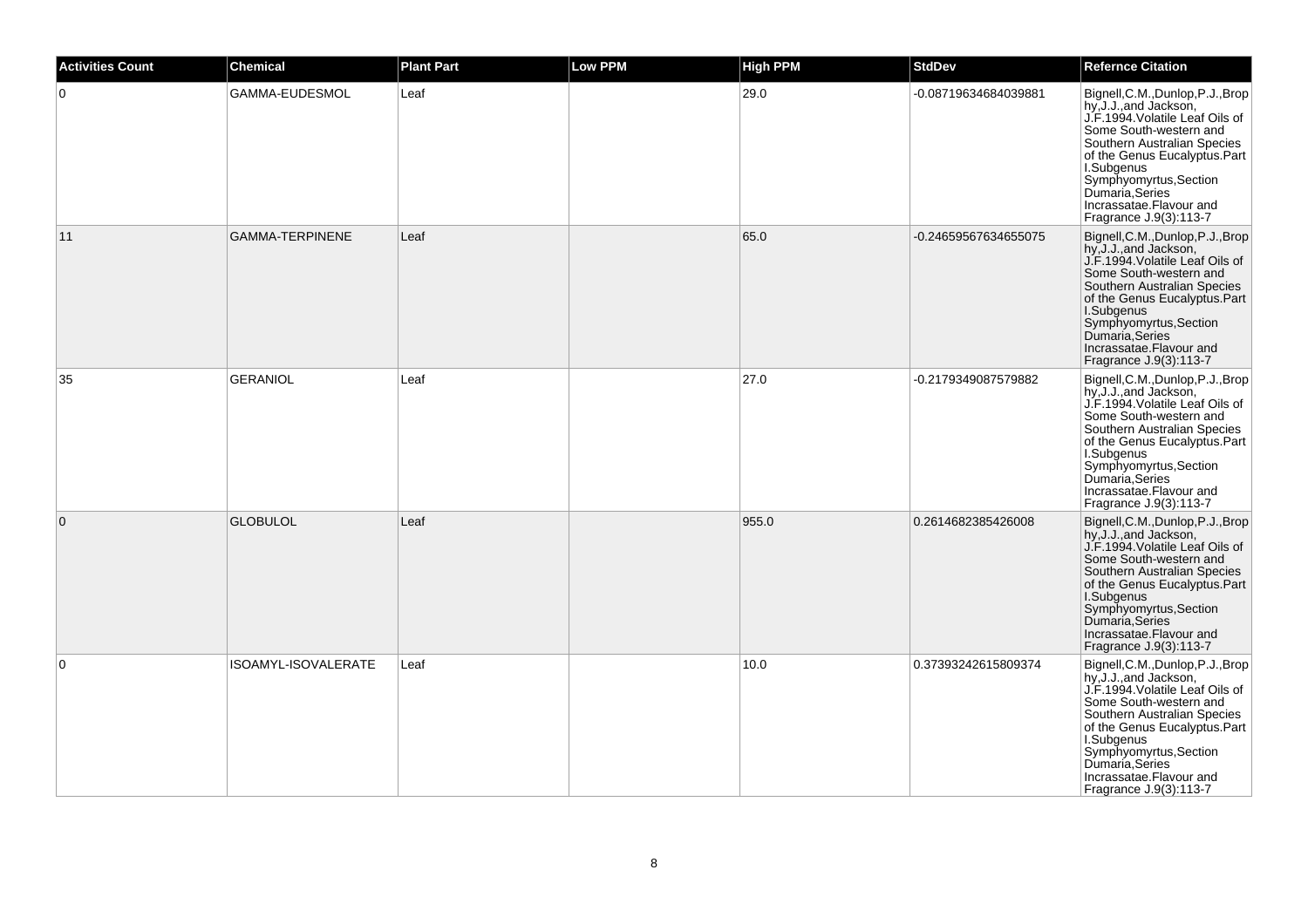| Activities Count | Chemical | Plant Part | Low PPM | High PPM | StdDev | Refernce Citation |
|---|---|---|---|---|---|---|
| 0 | GAMMA-EUDESMOL | Leaf | | 29.0 | -0.08719634684039881 | Bignell,C.M.,Dunlop,P.J.,Brophy,J.J.,and Jackson, J.F.1994.Volatile Leaf Oils of Some South-western and Southern Australian Species of the Genus Eucalyptus.Part I.Subgenus Symphyomyrtus,Section Dumaria,Series Incrassatae.Flavour and Fragrance J.9(3):113-7 |
| 11 | GAMMA-TERPINENE | Leaf | | 65.0 | -0.24659567634655075 | Bignell,C.M.,Dunlop,P.J.,Brophy,J.J.,and Jackson, J.F.1994.Volatile Leaf Oils of Some South-western and Southern Australian Species of the Genus Eucalyptus.Part I.Subgenus Symphyomyrtus,Section Dumaria,Series Incrassatae.Flavour and Fragrance J.9(3):113-7 |
| 35 | GERANIOL | Leaf | | 27.0 | -0.2179349087579882 | Bignell,C.M.,Dunlop,P.J.,Brophy,J.J.,and Jackson, J.F.1994.Volatile Leaf Oils of Some South-western and Southern Australian Species of the Genus Eucalyptus.Part I.Subgenus Symphyomyrtus,Section Dumaria,Series Incrassatae.Flavour and Fragrance J.9(3):113-7 |
| 0 | GLOBULOL | Leaf | | 955.0 | 0.2614682385426008 | Bignell,C.M.,Dunlop,P.J.,Brophy,J.J.,and Jackson, J.F.1994.Volatile Leaf Oils of Some South-western and Southern Australian Species of the Genus Eucalyptus.Part I.Subgenus Symphyomyrtus,Section Dumaria,Series Incrassatae.Flavour and Fragrance J.9(3):113-7 |
| 0 | ISOAMYL-ISOVALERATE | Leaf | | 10.0 | 0.37393242615809374 | Bignell,C.M.,Dunlop,P.J.,Brophy,J.J.,and Jackson, J.F.1994.Volatile Leaf Oils of Some South-western and Southern Australian Species of the Genus Eucalyptus.Part I.Subgenus Symphyomyrtus,Section Dumaria,Series Incrassatae.Flavour and Fragrance J.9(3):113-7 |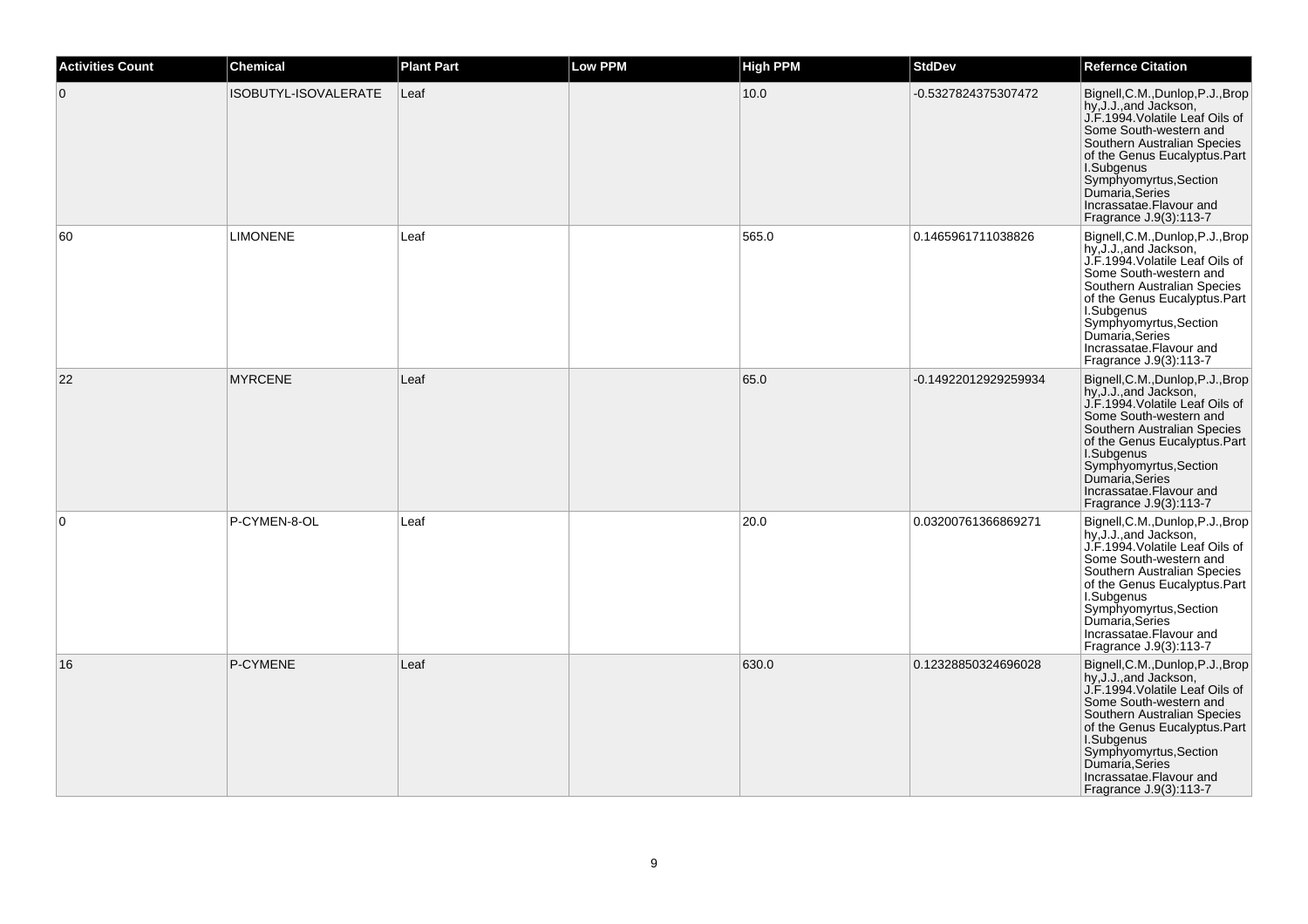| Activities Count | Chemical | Plant Part | Low PPM | High PPM | StdDev | Refernce Citation |
|---|---|---|---|---|---|---|
| 0 | ISOBUTYL-ISOVALERATE | Leaf | | 10.0 | -0.5327824375307472 | Bignell,C.M.,Dunlop,P.J.,Brophy,J.J.,and Jackson, J.F.1994.Volatile Leaf Oils of Some South-western and Southern Australian Species of the Genus Eucalyptus.Part I.Subgenus Symphyomyrtus,Section Dumaria,Series Incrassatae.Flavour and Fragrance J.9(3):113-7 |
| 60 | LIMONENE | Leaf | | 565.0 | 0.1465961711038826 | Bignell,C.M.,Dunlop,P.J.,Brophy,J.J.,and Jackson, J.F.1994.Volatile Leaf Oils of Some South-western and Southern Australian Species of the Genus Eucalyptus.Part I.Subgenus Symphyomyrtus,Section Dumaria,Series Incrassatae.Flavour and Fragrance J.9(3):113-7 |
| 22 | MYRCENE | Leaf | | 65.0 | -0.14922012929259934 | Bignell,C.M.,Dunlop,P.J.,Brophy,J.J.,and Jackson, J.F.1994.Volatile Leaf Oils of Some South-western and Southern Australian Species of the Genus Eucalyptus.Part I.Subgenus Symphyomyrtus,Section Dumaria,Series Incrassatae.Flavour and Fragrance J.9(3):113-7 |
| 0 | P-CYMEN-8-OL | Leaf | | 20.0 | 0.03200761366869271 | Bignell,C.M.,Dunlop,P.J.,Brophy,J.J.,and Jackson, J.F.1994.Volatile Leaf Oils of Some South-western and Southern Australian Species of the Genus Eucalyptus.Part I.Subgenus Symphyomyrtus,Section Dumaria,Series Incrassatae.Flavour and Fragrance J.9(3):113-7 |
| 16 | P-CYMENE | Leaf | | 630.0 | 0.12328850324696028 | Bignell,C.M.,Dunlop,P.J.,Brophy,J.J.,and Jackson, J.F.1994.Volatile Leaf Oils of Some South-western and Southern Australian Species of the Genus Eucalyptus.Part I.Subgenus Symphyomyrtus,Section Dumaria,Series Incrassatae.Flavour and Fragrance J.9(3):113-7 |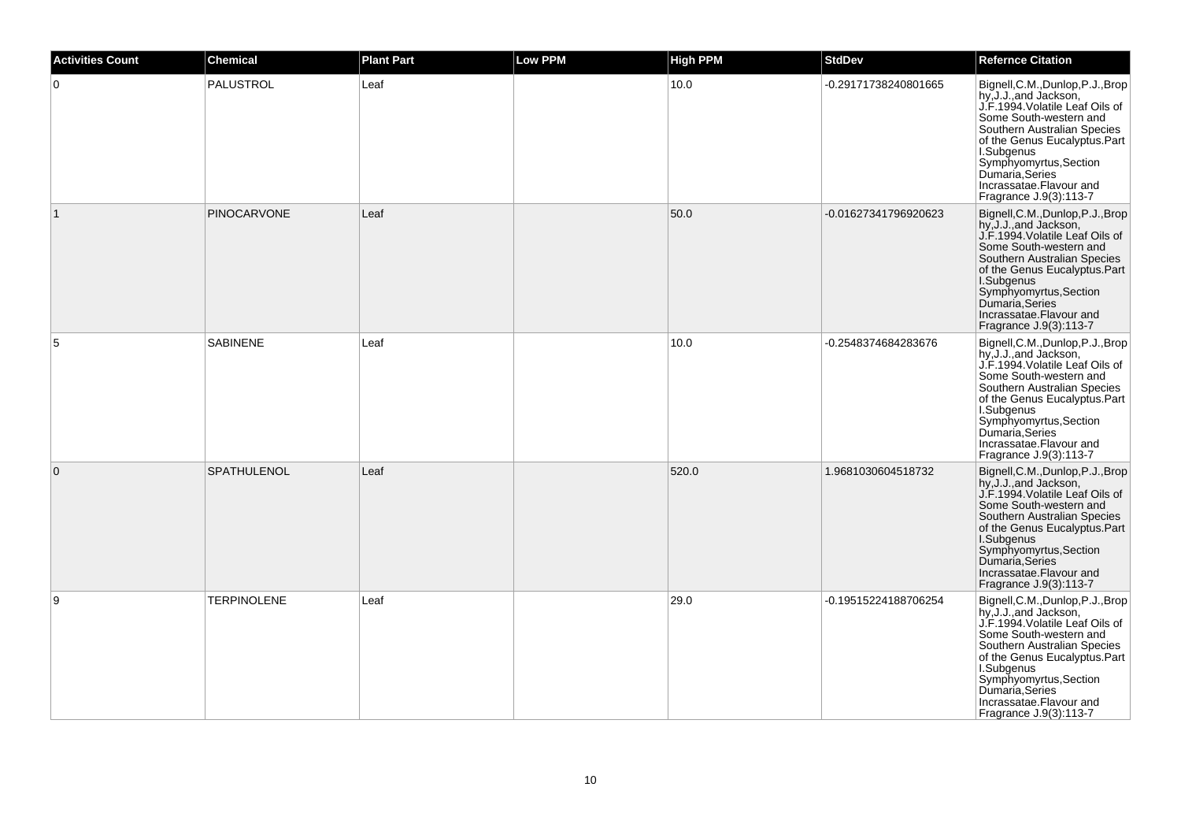| Activities Count | Chemical | Plant Part | Low PPM | High PPM | StdDev | Refernce Citation |
|---|---|---|---|---|---|---|
| 0 | PALUSTROL | Leaf | | 10.0 | -0.29171738240801665 | Bignell,C.M.,Dunlop,P.J.,Brophy,J.J.,and Jackson, J.F.1994.Volatile Leaf Oils of Some South-western and Southern Australian Species of the Genus Eucalyptus.Part I.Subgenus Symphyomyrtus,Section Dumaria,Series Incrassatae.Flavour and Fragrance J.9(3):113-7 |
| 1 | PINOCARVONE | Leaf | | 50.0 | -0.01627341796920623 | Bignell,C.M.,Dunlop,P.J.,Brophy,J.J.,and Jackson, J.F.1994.Volatile Leaf Oils of Some South-western and Southern Australian Species of the Genus Eucalyptus.Part I.Subgenus Symphyomyrtus,Section Dumaria,Series Incrassatae.Flavour and Fragrance J.9(3):113-7 |
| 5 | SABINENE | Leaf | | 10.0 | -0.2548374684283676 | Bignell,C.M.,Dunlop,P.J.,Brophy,J.J.,and Jackson, J.F.1994.Volatile Leaf Oils of Some South-western and Southern Australian Species of the Genus Eucalyptus.Part I.Subgenus Symphyomyrtus,Section Dumaria,Series Incrassatae.Flavour and Fragrance J.9(3):113-7 |
| 0 | SPATHULENOL | Leaf | | 520.0 | 1.9681030604518732 | Bignell,C.M.,Dunlop,P.J.,Brophy,J.J.,and Jackson, J.F.1994.Volatile Leaf Oils of Some South-western and Southern Australian Species of the Genus Eucalyptus.Part I.Subgenus Symphyomyrtus,Section Dumaria,Series Incrassatae.Flavour and Fragrance J.9(3):113-7 |
| 9 | TERPINOLENE | Leaf | | 29.0 | -0.19515224188706254 | Bignell,C.M.,Dunlop,P.J.,Brophy,J.J.,and Jackson, J.F.1994.Volatile Leaf Oils of Some South-western and Southern Australian Species of the Genus Eucalyptus.Part I.Subgenus Symphyomyrtus,Section Dumaria,Series Incrassatae.Flavour and Fragrance J.9(3):113-7 |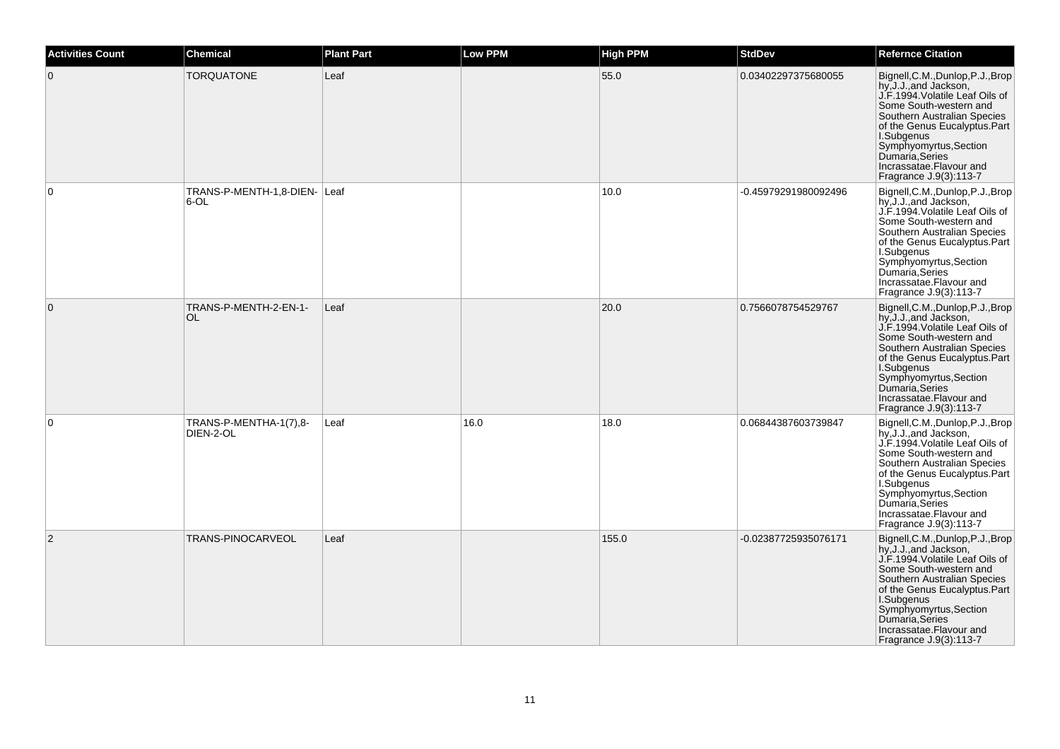| Activities Count | Chemical | Plant Part | Low PPM | High PPM | StdDev | Refernce Citation |
| --- | --- | --- | --- | --- | --- | --- |
| 0 | TORQUATONE | Leaf | | 55.0 | 0.03402297375680055 | Bignell,C.M.,Dunlop,P.J.,Brophy,J.J.,and Jackson, J.F.1994.Volatile Leaf Oils of Some South-western and Southern Australian Species of the Genus Eucalyptus.Part I.Subgenus Symphyomyrtus,Section Dumaria,Series Incrassatae.Flavour and Fragrance J.9(3):113-7 |
| 0 | TRANS-P-MENTH-1,8-DIEN-6-OL | Leaf | | 10.0 | -0.45979291980092496 | Bignell,C.M.,Dunlop,P.J.,Brophy,J.J.,and Jackson, J.F.1994.Volatile Leaf Oils of Some South-western and Southern Australian Species of the Genus Eucalyptus.Part I.Subgenus Symphyomyrtus,Section Dumaria,Series Incrassatae.Flavour and Fragrance J.9(3):113-7 |
| 0 | TRANS-P-MENTH-2-EN-1-OL | Leaf | | 20.0 | 0.7566078754529767 | Bignell,C.M.,Dunlop,P.J.,Brophy,J.J.,and Jackson, J.F.1994.Volatile Leaf Oils of Some South-western and Southern Australian Species of the Genus Eucalyptus.Part I.Subgenus Symphyomyrtus,Section Dumaria,Series Incrassatae.Flavour and Fragrance J.9(3):113-7 |
| 0 | TRANS-P-MENTHA-1(7),8-DIEN-2-OL | Leaf | 16.0 | 18.0 | 0.06844387603739847 | Bignell,C.M.,Dunlop,P.J.,Brophy,J.J.,and Jackson, J.F.1994.Volatile Leaf Oils of Some South-western and Southern Australian Species of the Genus Eucalyptus.Part I.Subgenus Symphyomyrtus,Section Dumaria,Series Incrassatae.Flavour and Fragrance J.9(3):113-7 |
| 2 | TRANS-PINOCARVEOL | Leaf | | 155.0 | -0.02387725935076171 | Bignell,C.M.,Dunlop,P.J.,Brophy,J.J.,and Jackson, J.F.1994.Volatile Leaf Oils of Some South-western and Southern Australian Species of the Genus Eucalyptus.Part I.Subgenus Symphyomyrtus,Section Dumaria,Series Incrassatae.Flavour and Fragrance J.9(3):113-7 |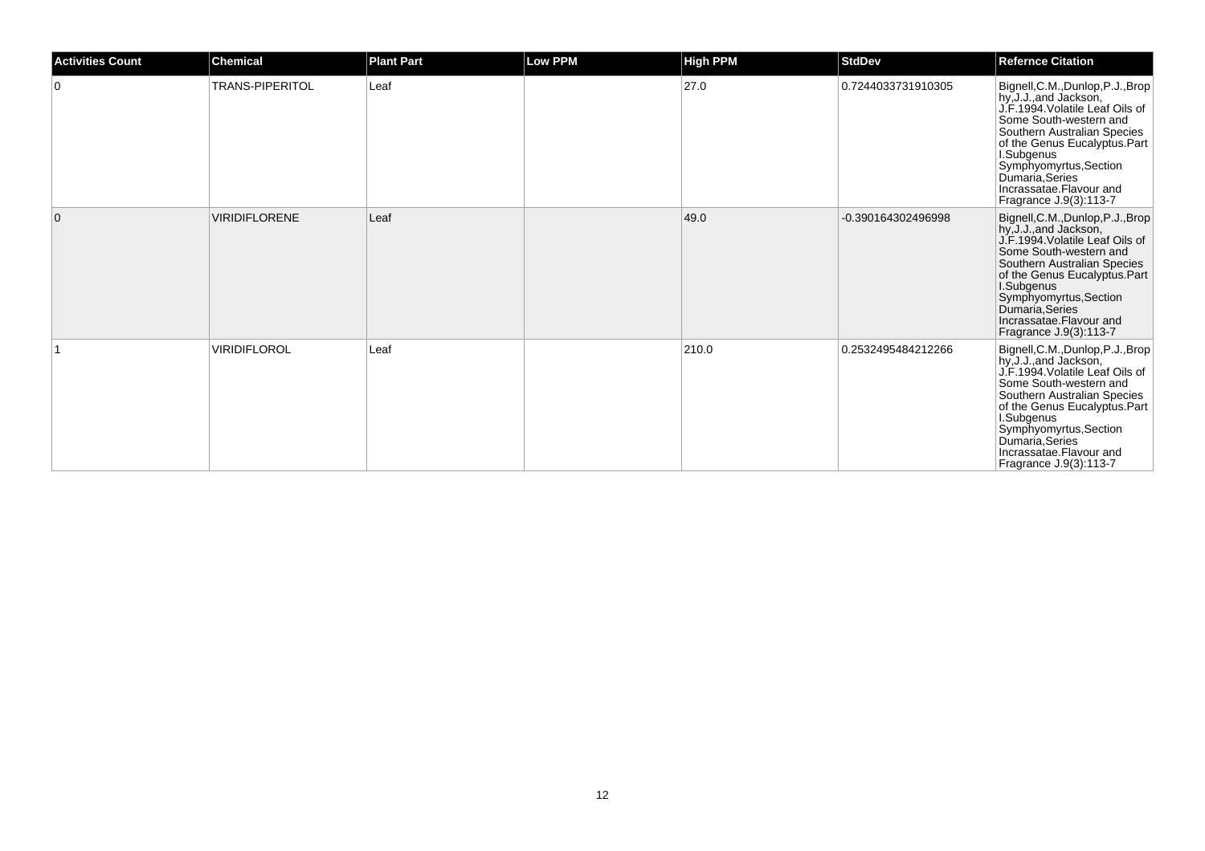| Activities Count | Chemical | Plant Part | Low PPM | High PPM | StdDev | Refernce Citation |
|---|---|---|---|---|---|---|
| 0 | TRANS-PIPERITOL | Leaf | | 27.0 | 0.7244033731910305 | Bignell,C.M.,Dunlop,P.J.,Brophy,J.J.,and Jackson, J.F.1994.Volatile Leaf Oils of Some South-western and Southern Australian Species of the Genus Eucalyptus.Part I.Subgenus Symphyomyrtus,Section Dumaria,Series Incrassatae.Flavour and Fragrance J.9(3):113-7 |
| 0 | VIRIDIFLORENE | Leaf | | 49.0 | -0.390164302496998 | Bignell,C.M.,Dunlop,P.J.,Brophy,J.J.,and Jackson, J.F.1994.Volatile Leaf Oils of Some South-western and Southern Australian Species of the Genus Eucalyptus.Part I.Subgenus Symphyomyrtus,Section Dumaria,Series Incrassatae.Flavour and Fragrance J.9(3):113-7 |
| 1 | VIRIDIFLOROL | Leaf | | 210.0 | 0.2532495484212266 | Bignell,C.M.,Dunlop,P.J.,Brophy,J.J.,and Jackson, J.F.1994.Volatile Leaf Oils of Some South-western and Southern Australian Species of the Genus Eucalyptus.Part I.Subgenus Symphyomyrtus,Section Dumaria,Series Incrassatae.Flavour and Fragrance J.9(3):113-7 |